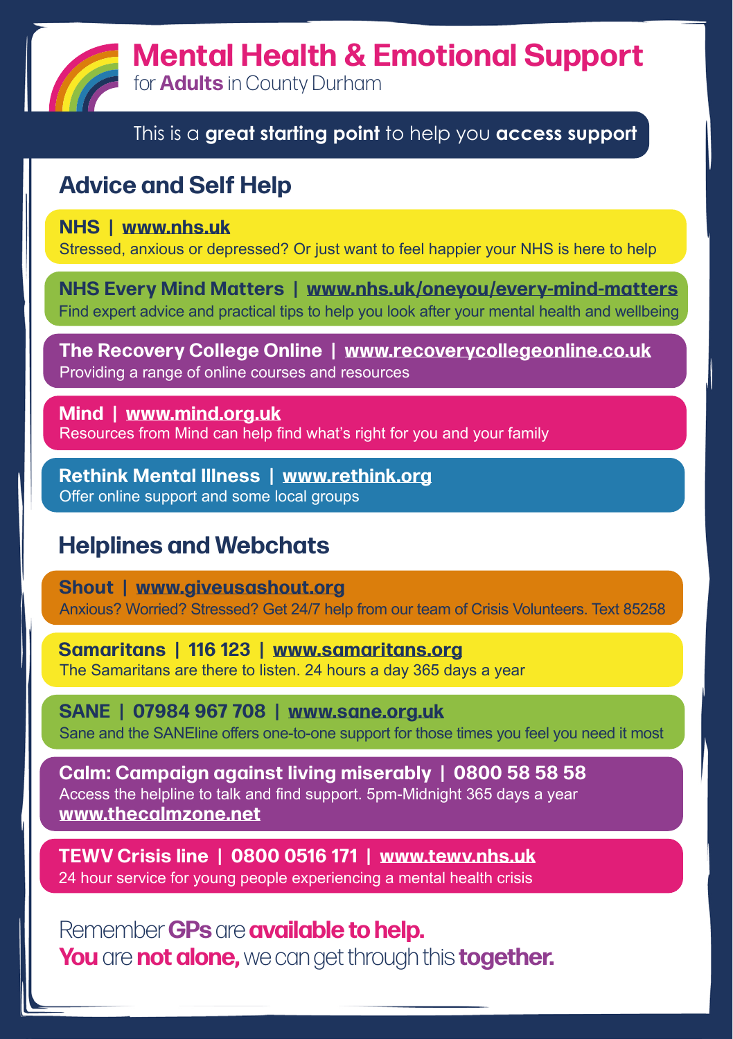# Mental Health & Emotional Support

for **Adults** in County Durham

This is a **great starting point** to help you **access support**

## Advice and Self Help

**NHS | www.nhs.uk**
Stressed, anxious or depressed? Or just want to feel happier your NHS is here to help

**NHS Every Mind Matters | www.nhs.uk/oneyou/every-mind-matters**
Find expert advice and practical tips to help you look after your mental health and wellbeing

**The Recovery College Online | www.recoverycollegeonline.co.uk**
Providing a range of online courses and resources

**Mind | www.mind.org.uk**
Resources from Mind can help find what's right for you and your family

**Rethink Mental Illness | www.rethink.org**
Offer online support and some local groups

## Helplines and Webchats

**Shout | www.giveusashout.org**
Anxious? Worried? Stressed? Get 24/7 help from our team of Crisis Volunteers. Text 85258

**Samaritans | 116 123 | www.samaritans.org**
The Samaritans are there to listen. 24 hours a day 365 days a year

**SANE | 07984 967 708 | www.sane.org.uk**
Sane and the SANEline offers one-to-one support for those times you feel you need it most

**Calm: Campaign against living miserably | 0800 58 58 58**
Access the helpline to talk and find support. 5pm-Midnight 365 days a year
**www.thecalmzone.net**

**TEWV Crisis line | 0800 0516 171 | www.tewv.nhs.uk**
24 hour service for young people experiencing a mental health crisis

Remember **GPs** are **available to help.**
**You** are **not alone,** we can get through this **together.**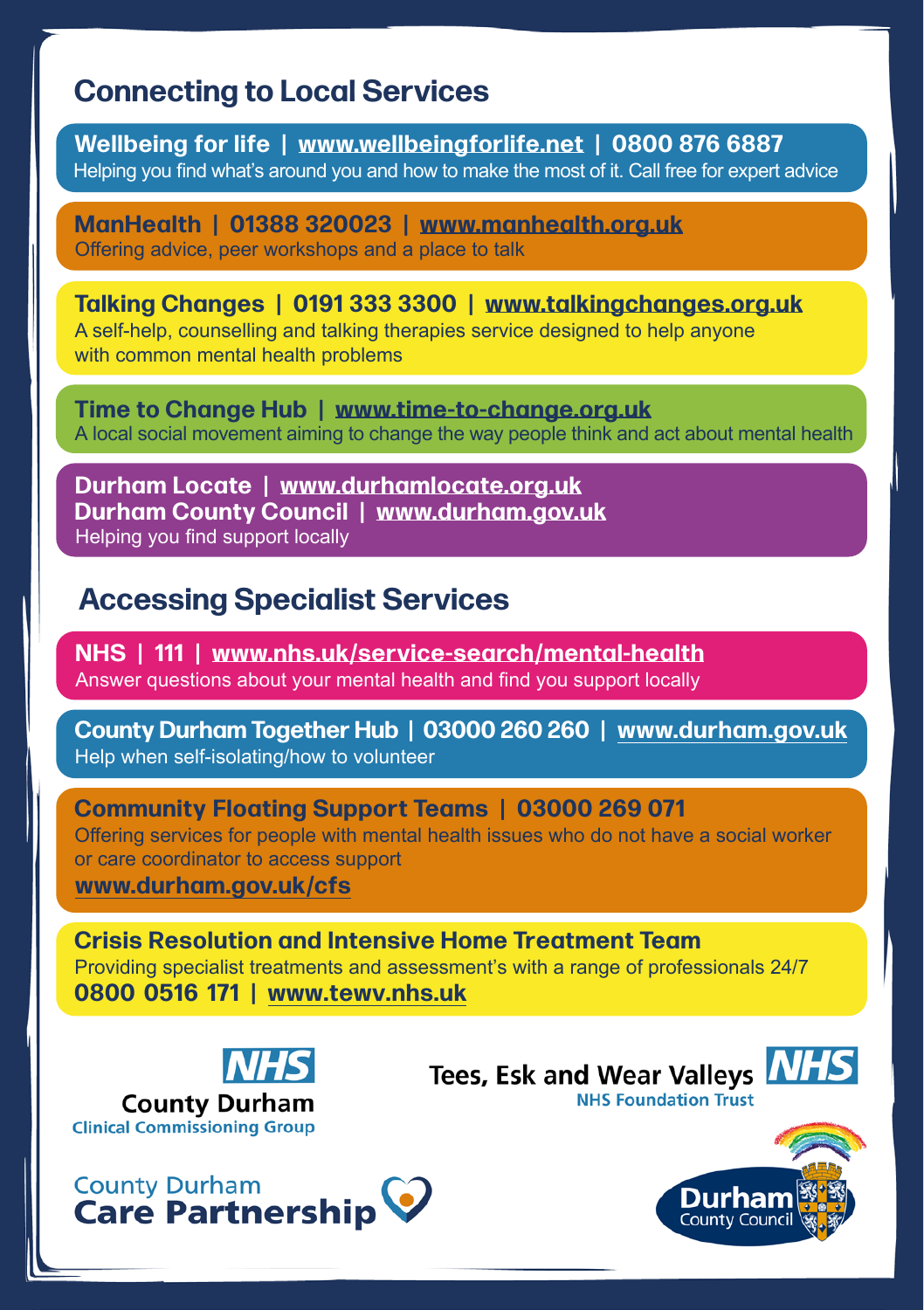## Connecting to Local Services

**Wellbeing for life | www.wellbeingforlife.net | 0800 876 6887**
Helping you find what's around you and how to make the most of it. Call free for expert advice

**ManHealth | 01388 320023 | www.manhealth.org.uk**
Offering advice, peer workshops and a place to talk

**Talking Changes | 0191 333 3300 | www.talkingchanges.org.uk**
A self-help, counselling and talking therapies service designed to help anyone with common mental health problems

**Time to Change Hub | www.time-to-change.org.uk**
A local social movement aiming to change the way people think and act about mental health

**Durham Locate | www.durhamlocate.org.uk**
**Durham County Council | www.durham.gov.uk**
Helping you find support locally

## Accessing Specialist Services

**NHS | 111 | www.nhs.uk/service-search/mental-health**
Answer questions about your mental health and find you support locally

**County Durham Together Hub | 03000 260 260 | www.durham.gov.uk**
Help when self-isolating/how to volunteer

**Community Floating Support Teams | 03000 269 071**
Offering services for people with mental health issues who do not have a social worker or care coordinator to access support
**www.durham.gov.uk/cfs**

**Crisis Resolution and Intensive Home Treatment Team**
Providing specialist treatments and assessment's with a range of professionals 24/7
**0800 0516 171 | www.tewv.nhs.uk**

NHS County Durham Clinical Commissioning Group

Tees, Esk and Wear Valleys NHS Foundation Trust

County Durham Care Partnership

Durham County Council